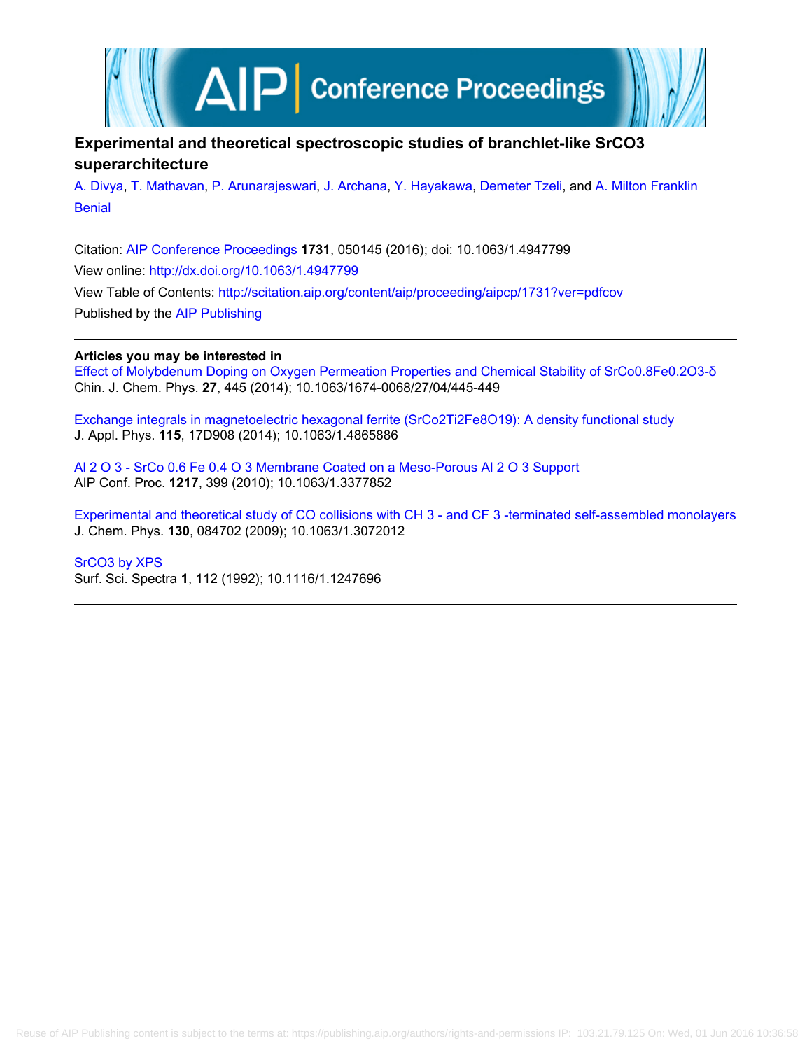# Experimental and theoretical spectroscopic studies of branchlet-like SrCO3 superarchitecture

A. Divya, T. Mathavan, P. Arunarajeswari, J. Archana, Y. Hayakawa, Demeter Tzeli, and A. Milton Franklin Benial

Citation: AIP Conference Proceedings **1731**, 050145 (2016); doi: 10.1063/1.4947799
View online: http://dx.doi.org/10.1063/1.4947799
View Table of Contents: http://scitation.aip.org/content/aip/proceeding/aipcp/1731?ver=pdfcov
Published by the AIP Publishing

**Articles you may be interested in**

Effect of Molybdenum Doping on Oxygen Permeation Properties and Chemical Stability of SrCo0.8Fe0.2O3-δ
Chin. J. Chem. Phys. **27**, 445 (2014); 10.1063/1674-0068/27/04/445-449

Exchange integrals in magnetoelectric hexagonal ferrite (SrCo2Ti2Fe8O19): A density functional study
J. Appl. Phys. **115**, 17D908 (2014); 10.1063/1.4865886

Al 2 O 3 - SrCo 0.6 Fe 0.4 O 3 Membrane Coated on a Meso-Porous Al 2 O 3 Support
AIP Conf. Proc. **1217**, 399 (2010); 10.1063/1.3377852

Experimental and theoretical study of CO collisions with CH 3 - and CF 3 -terminated self-assembled monolayers
J. Chem. Phys. **130**, 084702 (2009); 10.1063/1.3072012

SrCO3 by XPS
Surf. Sci. Spectra **1**, 112 (1992); 10.1116/1.1247696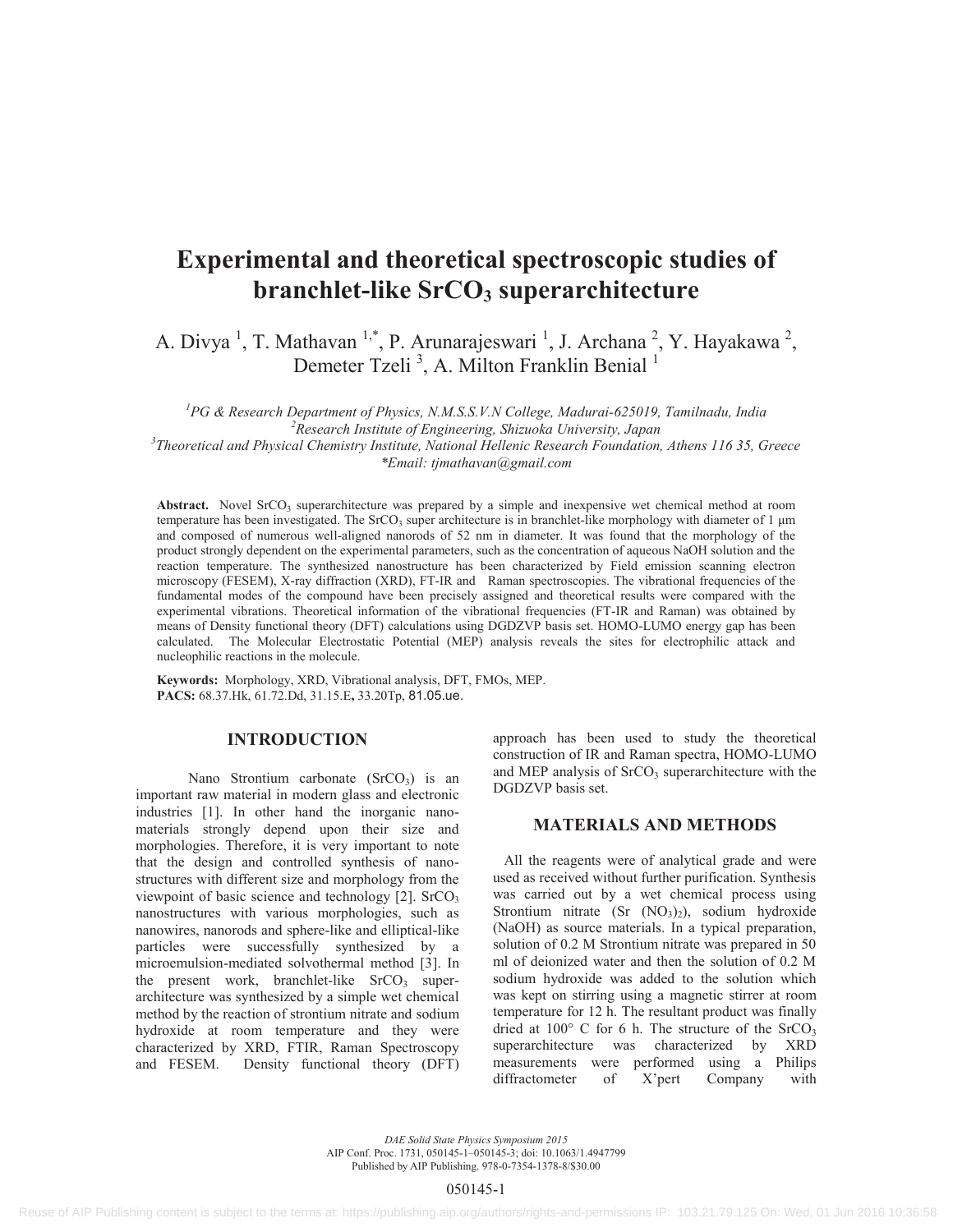# Experimental and theoretical spectroscopic studies of branchlet-like $SrCO_3$ superarchitecture

A. Divya [1], T. Mathavan [1,*], P. Arunarajeswari [1], J. Archana [2], Y. Hayakawa [2], Demeter Tzeli [3], A. Milton Franklin Benial [1]

[1]*PG & Research Department of Physics, N.M.S.S.V.N College, Madurai-625019, Tamilnadu, India*
[2]*Research Institute of Engineering, Shizuoka University, Japan*
[3]*Theoretical and Physical Chemistry Institute, National Hellenic Research Foundation, Athens 116 35, Greece*
*\*Email: tjmathavan@gmail.com*

**Abstract.** Novel $SrCO_3$ superarchitecture was prepared by a simple and inexpensive wet chemical method at room temperature has been investigated. The $SrCO_3$ super architecture is in branchlet-like morphology with diameter of 1 μm and composed of numerous well-aligned nanorods of 52 nm in diameter. It was found that the morphology of the product strongly dependent on the experimental parameters, such as the concentration of aqueous NaOH solution and the reaction temperature. The synthesized nanostructure has been characterized by Field emission scanning electron microscopy (FESEM), X-ray diffraction (XRD), FT-IR and Raman spectroscopies. The vibrational frequencies of the fundamental modes of the compound have been precisely assigned and theoretical results were compared with the experimental vibrations. Theoretical information of the vibrational frequencies (FT-IR and Raman) was obtained by means of Density functional theory (DFT) calculations using DGDZVP basis set. HOMO-LUMO energy gap has been calculated. The Molecular Electrostatic Potential (MEP) analysis reveals the sites for electrophilic attack and nucleophilic reactions in the molecule.

**Keywords:** Morphology, XRD, Vibrational analysis, DFT, FMOs, MEP.
**PACS:** 68.37.Hk, 61.72.Dd, 31.15.E, 33.20Tp, 81.05.ue.

## INTRODUCTION

Nano Strontium carbonate ($SrCO_3$) is an important raw material in modern glass and electronic industries [1]. In other hand the inorganic nano-materials strongly depend upon their size and morphologies. Therefore, it is very important to note that the design and controlled synthesis of nano-structures with different size and morphology from the viewpoint of basic science and technology [2]. $SrCO_3$ nanostructures with various morphologies, such as nanowires, nanorods and sphere-like and elliptical-like particles were successfully synthesized by a microemulsion-mediated solvothermal method [3]. In the present work, branchlet-like $SrCO_3$ super-architecture was synthesized by a simple wet chemical method by the reaction of strontium nitrate and sodium hydroxide at room temperature and they were characterized by XRD, FTIR, Raman Spectroscopy and FESEM. Density functional theory (DFT) approach has been used to study the theoretical construction of IR and Raman spectra, HOMO-LUMO and MEP analysis of $SrCO_3$ superarchitecture with the DGDZVP basis set.

## MATERIALS AND METHODS

All the reagents were of analytical grade and were used as received without further purification. Synthesis was carried out by a wet chemical process using Strontium nitrate ($Sr(NO_3)_2$), sodium hydroxide (NaOH) as source materials. In a typical preparation, solution of 0.2 M Strontium nitrate was prepared in 50 ml of deionized water and then the solution of 0.2 M sodium hydroxide was added to the solution which was kept on stirring using a magnetic stirrer at room temperature for 12 h. The resultant product was finally dried at 100° C for 6 h. The structure of the $SrCO_3$ superarchitecture was characterized by XRD measurements were performed using a Philips diffractometer of X'pert Company with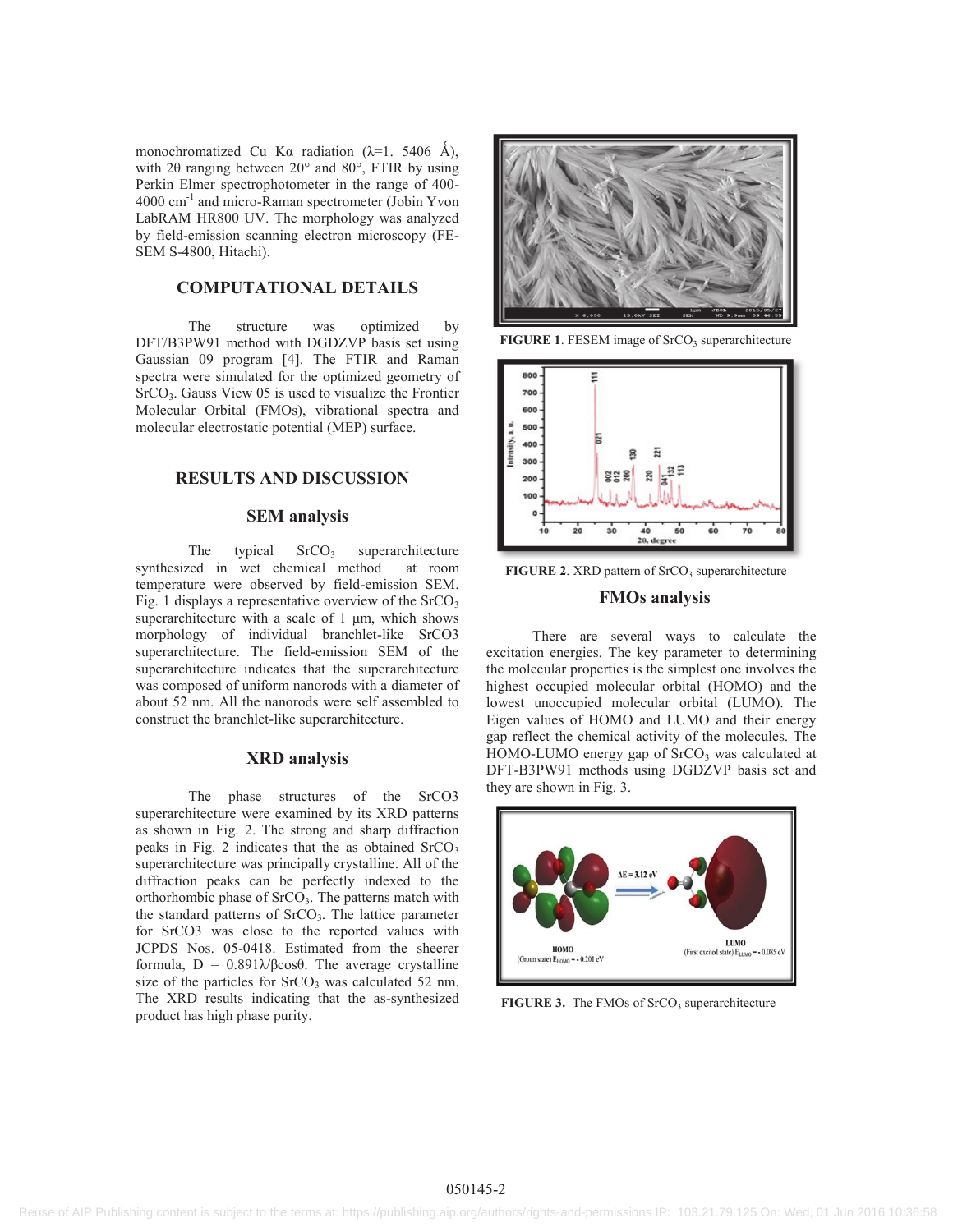monochromatized Cu Kα radiation (λ=1. 5406 Å), with 2θ ranging between 20° and 80°, FTIR by using Perkin Elmer spectrophotometer in the range of 400-4000 $cm^{-1}$ and micro-Raman spectrometer (Jobin Yvon LabRAM HR800 UV. The morphology was analyzed by field-emission scanning electron microscopy (FE-SEM S-4800, Hitachi).

## COMPUTATIONAL DETAILS

The structure was optimized by DFT/B3PW91 method with DGDZVP basis set using Gaussian 09 program [4]. The FTIR and Raman spectra were simulated for the optimized geometry of $SrCO_3$. Gauss View 05 is used to visualize the Frontier Molecular Orbital (FMOs), vibrational spectra and molecular electrostatic potential (MEP) surface.

## RESULTS AND DISCUSSION

### SEM analysis

The typical $SrCO_3$ superarchitecture synthesized in wet chemical method at room temperature were observed by field-emission SEM. Fig. 1 displays a representative overview of the $SrCO_3$ superarchitecture with a scale of 1 μm, which shows morphology of individual branchlet-like SrCO3 superarchitecture. The field-emission SEM of the superarchitecture indicates that the superarchitecture was composed of uniform nanorods with a diameter of about 52 nm. All the nanorods were self assembled to construct the branchlet-like superarchitecture.

### XRD analysis

The phase structures of the SrCO3 superarchitecture were examined by its XRD patterns as shown in Fig. 2. The strong and sharp diffraction peaks in Fig. 2 indicates that the as obtained $SrCO_3$ superarchitecture was principally crystalline. All of the diffraction peaks can be perfectly indexed to the orthorhombic phase of $SrCO_3$. The patterns match with the standard patterns of $SrCO_3$. The lattice parameter for SrCO3 was close to the reported values with JCPDS Nos. 05-0418. Estimated from the sheerer formula, $D = 0.891\lambda/\beta\cos\theta$. The average crystalline size of the particles for $SrCO_3$ was calculated 52 nm. The XRD results indicating that the as-synthesized product has high phase purity.

**FIGURE 1**. FESEM image of $SrCO_3$ superarchitecture

**FIGURE 2**. XRD pattern of $SrCO_3$ superarchitecture

### FMOs analysis

There are several ways to calculate the excitation energies. The key parameter to determining the molecular properties is the simplest one involves the highest occupied molecular orbital (HOMO) and the lowest unoccupied molecular orbital (LUMO). The Eigen values of HOMO and LUMO and their energy gap reflect the chemical activity of the molecules. The HOMO-LUMO energy gap of $SrCO_3$ was calculated at DFT-B3PW91 methods using DGDZVP basis set and they are shown in Fig. 3.

**FIGURE 3.** The FMOs of $SrCO_3$ superarchitecture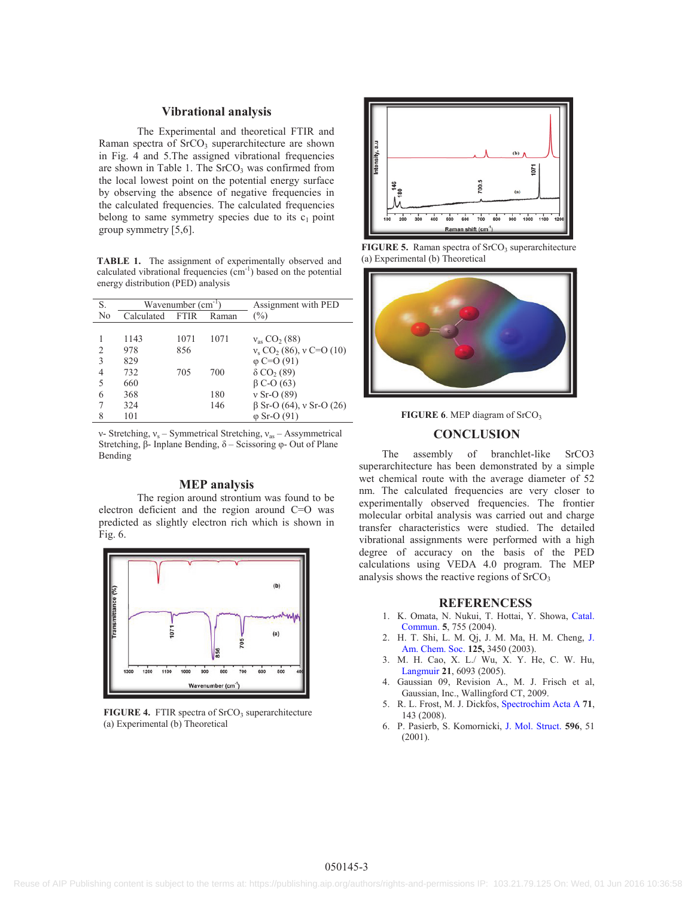## Vibrational analysis

The Experimental and theoretical FTIR and Raman spectra of $SrCO_3$ superarchitecture are shown in Fig. 4 and 5.The assigned vibrational frequencies are shown in Table 1. The $SrCO_3$ was confirmed from the local lowest point on the potential energy surface by observing the absence of negative frequencies in the calculated frequencies. The calculated frequencies belong to same symmetry species due to its $c_1$ point group symmetry [5,6].

**TABLE 1.** The assignment of experimentally observed and calculated vibrational frequencies ($cm^{-1}$) based on the potential energy distribution (PED) analysis

| S. No | Wavenumber ($cm^{-1}$) Calculated | FTIR | Raman | Assignment with PED (%) |
|---|---|---|---|---|
| 1 | 1143 | 1071 | 1071 | $\nu_{as}$ $CO_2$ (88) |
| 2 | 978 | 856 | | $\nu_s$ $CO_2$ (86), $\nu$ C=O (10) |
| 3 | 829 | | | $\varphi$ C=O (91) |
| 4 | 732 | 705 | 700 | $\delta$ $CO_2$ (89) |
| 5 | 660 | | | $\beta$ C-O (63) |
| 6 | 368 | | 180 | $\nu$ Sr-O (89) |
| 7 | 324 | | 146 | $\beta$ Sr-O (64), $\nu$ Sr-O (26) |
| 8 | 101 | | | $\varphi$ Sr-O (91) |

$\nu$- Stretching, $\nu_s$ – Symmetrical Stretching, $\nu_{as}$ – Assymmetrical Stretching, $\beta$- Inplane Bending, $\delta$ – Scissoring $\varphi$- Out of Plane Bending

## MEP analysis

The region around strontium was found to be electron deficient and the region around C=O was predicted as slightly electron rich which is shown in Fig. 6.

Transmittance (%)
(b)
(a)
1071
856
705
1300 1200 1100 1000 900 800 700 600 500 400
Wavenumber (cm$^{-1}$)

**FIGURE 4.** FTIR spectra of $SrCO_3$ superarchitecture (a) Experimental (b) Theoretical

Intensity, a.u
(b)
(a)
146
180
700.5
1071
100 200 300 400 500 600 700 800 900 1000 1100 1200
Raman shift (cm$^{-1}$)

**FIGURE 5.** Raman spectra of $SrCO_3$ superarchitecture (a) Experimental (b) Theoretical

**FIGURE 6**. MEP diagram of $SrCO_3$

## CONCLUSION

The assembly of branchlet-like SrCO3 superarchitecture has been demonstrated by a simple wet chemical route with the average diameter of 52 nm. The calculated frequencies are very closer to experimentally observed frequencies. The frontier molecular orbital analysis was carried out and charge transfer characteristics were studied. The detailed vibrational assignments were performed with a high degree of accuracy on the basis of the PED calculations using VEDA 4.0 program. The MEP analysis shows the reactive regions of $SrCO_3$

## REFERENCESS

1. K. Omata, N. Nukui, T. Hottai, Y. Showa, Catal. Commun. **5**, 755 (2004).
2. H. T. Shi, L. M. Qj, J. M. Ma, H. M. Cheng, J. Am. Chem. Soc. **125,** 3450 (2003).
3. M. H. Cao, X. L./ Wu, X. Y. He, C. W. Hu, Langmuir **21**, 6093 (2005).
4. Gaussian 09, Revision A., M. J. Frisch et al, Gaussian, Inc., Wallingford CT, 2009.
5. R. L. Frost, M. J. Dickfos, Spectrochim Acta A **71**, 143 (2008).
6. P. Pasierb, S. Komornicki, J. Mol. Struct. **596**, 51 (2001).